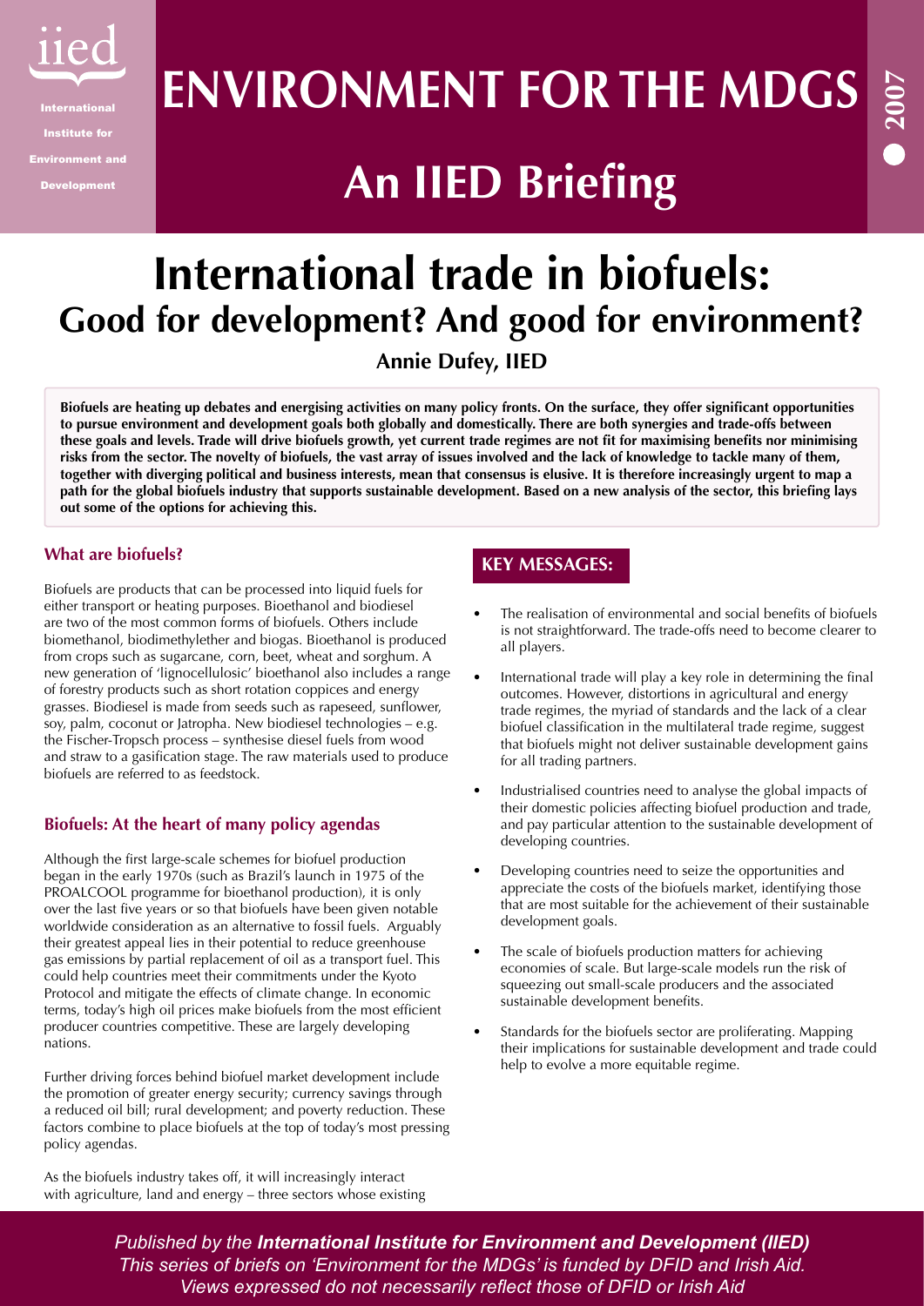# ENVIRONMENT FOR THE MDGS

# An IIED Briefing

2007

iied

International Institute for Environment and Development

# International trade in biofuels:
## Good for development? And good for environment?

**Annie Dufey, IIED**

**Biofuels are heating up debates and energising activities on many policy fronts. On the surface, they offer significant opportunities to pursue environment and development goals both globally and domestically. There are both synergies and trade-offs between these goals and levels. Trade will drive biofuels growth, yet current trade regimes are not fit for maximising benefits nor minimising risks from the sector. The novelty of biofuels, the vast array of issues involved and the lack of knowledge to tackle many of them, together with diverging political and business interests, mean that consensus is elusive. It is therefore increasingly urgent to map a path for the global biofuels industry that supports sustainable development. Based on a new analysis of the sector, this briefing lays out some of the options for achieving this.**

### What are biofuels?

Biofuels are products that can be processed into liquid fuels for either transport or heating purposes. Bioethanol and biodiesel are two of the most common forms of biofuels. Others include biomethanol, biodimethylether and biogas. Bioethanol is produced from crops such as sugarcane, corn, beet, wheat and sorghum. A new generation of 'lignocellulosic' bioethanol also includes a range of forestry products such as short rotation coppices and energy grasses. Biodiesel is made from seeds such as rapeseed, sunflower, soy, palm, coconut or Jatropha. New biodiesel technologies – e.g. the Fischer-Tropsch process – synthesise diesel fuels from wood and straw to a gasification stage. The raw materials used to produce biofuels are referred to as feedstock.

### Biofuels: At the heart of many policy agendas

Although the first large-scale schemes for biofuel production began in the early 1970s (such as Brazil's launch in 1975 of the PROALCOOL programme for bioethanol production), it is only over the last five years or so that biofuels have been given notable worldwide consideration as an alternative to fossil fuels. Arguably their greatest appeal lies in their potential to reduce greenhouse gas emissions by partial replacement of oil as a transport fuel. This could help countries meet their commitments under the Kyoto Protocol and mitigate the effects of climate change. In economic terms, today's high oil prices make biofuels from the most efficient producer countries competitive. These are largely developing nations.

Further driving forces behind biofuel market development include the promotion of greater energy security; currency savings through a reduced oil bill; rural development; and poverty reduction. These factors combine to place biofuels at the top of today's most pressing policy agendas.

As the biofuels industry takes off, it will increasingly interact with agriculture, land and energy – three sectors whose existing

### KEY MESSAGES:

- The realisation of environmental and social benefits of biofuels is not straightforward. The trade-offs need to become clearer to all players.
- International trade will play a key role in determining the final outcomes. However, distortions in agricultural and energy trade regimes, the myriad of standards and the lack of a clear biofuel classification in the multilateral trade regime, suggest that biofuels might not deliver sustainable development gains for all trading partners.
- Industrialised countries need to analyse the global impacts of their domestic policies affecting biofuel production and trade, and pay particular attention to the sustainable development of developing countries.
- Developing countries need to seize the opportunities and appreciate the costs of the biofuels market, identifying those that are most suitable for the achievement of their sustainable development goals.
- The scale of biofuels production matters for achieving economies of scale. But large-scale models run the risk of squeezing out small-scale producers and the associated sustainable development benefits.
- Standards for the biofuels sector are proliferating. Mapping their implications for sustainable development and trade could help to evolve a more equitable regime.

*Published by the* ***International Institute for Environment and Development (IIED)***
*This series of briefs on 'Environment for the MDGs' is funded by DFID and Irish Aid.*
*Views expressed do not necessarily reflect those of DFID or Irish Aid*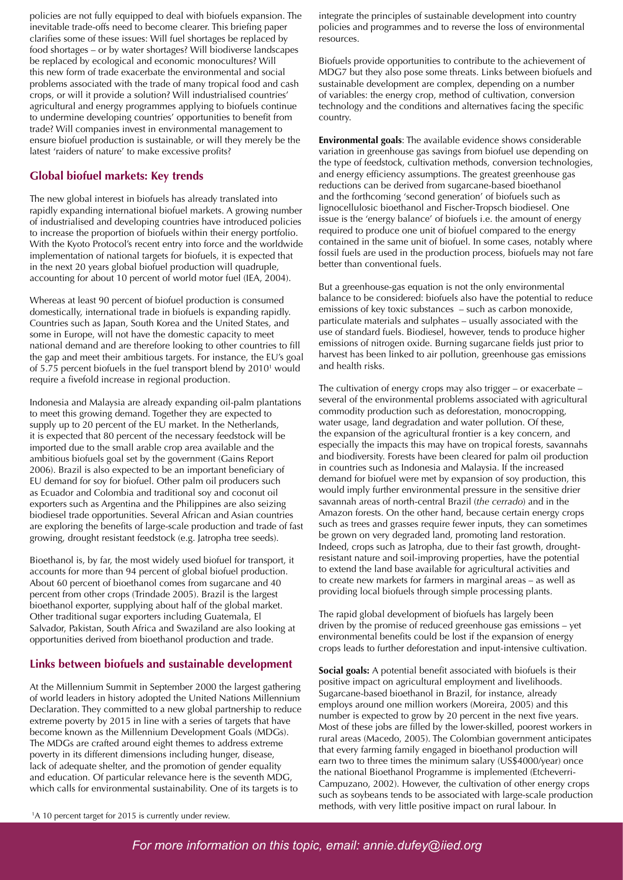policies are not fully equipped to deal with biofuels expansion. The inevitable trade-offs need to become clearer. This briefing paper clarifies some of these issues: Will fuel shortages be replaced by food shortages – or by water shortages? Will biodiverse landscapes be replaced by ecological and economic monocultures? Will this new form of trade exacerbate the environmental and social problems associated with the trade of many tropical food and cash crops, or will it provide a solution? Will industrialised countries' agricultural and energy programmes applying to biofuels continue to undermine developing countries' opportunities to benefit from trade? Will companies invest in environmental management to ensure biofuel production is sustainable, or will they merely be the latest 'raiders of nature' to make excessive profits?

## Global biofuel markets: Key trends

The new global interest in biofuels has already translated into rapidly expanding international biofuel markets. A growing number of industrialised and developing countries have introduced policies to increase the proportion of biofuels within their energy portfolio. With the Kyoto Protocol's recent entry into force and the worldwide implementation of national targets for biofuels, it is expected that in the next 20 years global biofuel production will quadruple, accounting for about 10 percent of world motor fuel (IEA, 2004).

Whereas at least 90 percent of biofuel production is consumed domestically, international trade in biofuels is expanding rapidly. Countries such as Japan, South Korea and the United States, and some in Europe, will not have the domestic capacity to meet national demand and are therefore looking to other countries to fill the gap and meet their ambitious targets. For instance, the EU's goal of 5.75 percent biofuels in the fuel transport blend by 2010[1] would require a fivefold increase in regional production.

Indonesia and Malaysia are already expanding oil-palm plantations to meet this growing demand. Together they are expected to supply up to 20 percent of the EU market. In the Netherlands, it is expected that 80 percent of the necessary feedstock will be imported due to the small arable crop area available and the ambitious biofuels goal set by the government (Gains Report 2006). Brazil is also expected to be an important beneficiary of EU demand for soy for biofuel. Other palm oil producers such as Ecuador and Colombia and traditional soy and coconut oil exporters such as Argentina and the Philippines are also seizing biodiesel trade opportunities. Several African and Asian countries are exploring the benefits of large-scale production and trade of fast growing, drought resistant feedstock (e.g. Jatropha tree seeds).

Bioethanol is, by far, the most widely used biofuel for transport, it accounts for more than 94 percent of global biofuel production. About 60 percent of bioethanol comes from sugarcane and 40 percent from other crops (Trindade 2005). Brazil is the largest bioethanol exporter, supplying about half of the global market. Other traditional sugar exporters including Guatemala, El Salvador, Pakistan, South Africa and Swaziland are also looking at opportunities derived from bioethanol production and trade.

## Links between biofuels and sustainable development

At the Millennium Summit in September 2000 the largest gathering of world leaders in history adopted the United Nations Millennium Declaration. They committed to a new global partnership to reduce extreme poverty by 2015 in line with a series of targets that have become known as the Millennium Development Goals (MDGs). The MDGs are crafted around eight themes to address extreme poverty in its different dimensions including hunger, disease, lack of adequate shelter, and the promotion of gender equality and education. Of particular relevance here is the seventh MDG, which calls for environmental sustainability. One of its targets is to integrate the principles of sustainable development into country policies and programmes and to reverse the loss of environmental resources.

Biofuels provide opportunities to contribute to the achievement of MDG7 but they also pose some threats. Links between biofuels and sustainable development are complex, depending on a number of variables: the energy crop, method of cultivation, conversion technology and the conditions and alternatives facing the specific country.

**Environmental goals**: The available evidence shows considerable variation in greenhouse gas savings from biofuel use depending on the type of feedstock, cultivation methods, conversion technologies, and energy efficiency assumptions. The greatest greenhouse gas reductions can be derived from sugarcane-based bioethanol and the forthcoming 'second generation' of biofuels such as lignocellulosic bioethanol and Fischer-Tropsch biodiesel. One issue is the 'energy balance' of biofuels i.e. the amount of energy required to produce one unit of biofuel compared to the energy contained in the same unit of biofuel. In some cases, notably where fossil fuels are used in the production process, biofuels may not fare better than conventional fuels.

But a greenhouse-gas equation is not the only environmental balance to be considered: biofuels also have the potential to reduce emissions of key toxic substances – such as carbon monoxide, particulate materials and sulphates – usually associated with the use of standard fuels. Biodiesel, however, tends to produce higher emissions of nitrogen oxide. Burning sugarcane fields just prior to harvest has been linked to air pollution, greenhouse gas emissions and health risks.

The cultivation of energy crops may also trigger – or exacerbate – several of the environmental problems associated with agricultural commodity production such as deforestation, monocropping, water usage, land degradation and water pollution. Of these, the expansion of the agricultural frontier is a key concern, and especially the impacts this may have on tropical forests, savannahs and biodiversity. Forests have been cleared for palm oil production in countries such as Indonesia and Malaysia. If the increased demand for biofuel were met by expansion of soy production, this would imply further environmental pressure in the sensitive drier savannah areas of north-central Brazil (*the cerrado*) and in the Amazon forests. On the other hand, because certain energy crops such as trees and grasses require fewer inputs, they can sometimes be grown on very degraded land, promoting land restoration. Indeed, crops such as Jatropha, due to their fast growth, drought-resistant nature and soil-improving properties, have the potential to extend the land base available for agricultural activities and to create new markets for farmers in marginal areas – as well as providing local biofuels through simple processing plants.

The rapid global development of biofuels has largely been driven by the promise of reduced greenhouse gas emissions – yet environmental benefits could be lost if the expansion of energy crops leads to further deforestation and input-intensive cultivation.

**Social goals:** A potential benefit associated with biofuels is their positive impact on agricultural employment and livelihoods. Sugarcane-based bioethanol in Brazil, for instance, already employs around one million workers (Moreira, 2005) and this number is expected to grow by 20 percent in the next five years. Most of these jobs are filled by the lower-skilled, poorest workers in rural areas (Macedo, 2005). The Colombian government anticipates that every farming family engaged in bioethanol production will earn two to three times the minimum salary (US$4000/year) once the national Bioethanol Programme is implemented (Etcheverri-Campuzano, 2002). However, the cultivation of other energy crops such as soybeans tends to be associated with large-scale production methods, with very little positive impact on rural labour. In

[1] A 10 percent target for 2015 is currently under review.

*For more information on this topic, email: annie.dufey@iied.org*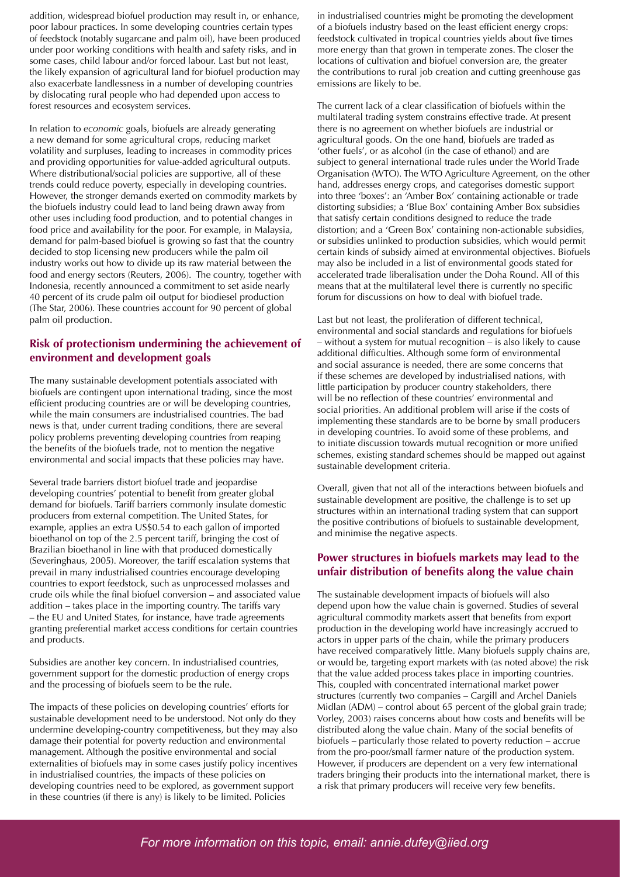addition, widespread biofuel production may result in, or enhance, poor labour practices. In some developing countries certain types of feedstock (notably sugarcane and palm oil), have been produced under poor working conditions with health and safety risks, and in some cases, child labour and/or forced labour. Last but not least, the likely expansion of agricultural land for biofuel production may also exacerbate landlessness in a number of developing countries by dislocating rural people who had depended upon access to forest resources and ecosystem services.

In relation to *economic* goals, biofuels are already generating a new demand for some agricultural crops, reducing market volatility and surpluses, leading to increases in commodity prices and providing opportunities for value-added agricultural outputs. Where distributional/social policies are supportive, all of these trends could reduce poverty, especially in developing countries. However, the stronger demands exerted on commodity markets by the biofuels industry could lead to land being drawn away from other uses including food production, and to potential changes in food price and availability for the poor. For example, in Malaysia, demand for palm-based biofuel is growing so fast that the country decided to stop licensing new producers while the palm oil industry works out how to divide up its raw material between the food and energy sectors (Reuters, 2006). The country, together with Indonesia, recently announced a commitment to set aside nearly 40 percent of its crude palm oil output for biodiesel production (The Star, 2006). These countries account for 90 percent of global palm oil production.

## Risk of protectionism undermining the achievement of environment and development goals

The many sustainable development potentials associated with biofuels are contingent upon international trading, since the most efficient producing countries are or will be developing countries, while the main consumers are industrialised countries. The bad news is that, under current trading conditions, there are several policy problems preventing developing countries from reaping the benefits of the biofuels trade, not to mention the negative environmental and social impacts that these policies may have.

Several trade barriers distort biofuel trade and jeopardise developing countries' potential to benefit from greater global demand for biofuels. Tariff barriers commonly insulate domestic producers from external competition. The United States, for example, applies an extra US$0.54 to each gallon of imported bioethanol on top of the 2.5 percent tariff, bringing the cost of Brazilian bioethanol in line with that produced domestically (Severinghaus, 2005). Moreover, the tariff escalation systems that prevail in many industrialised countries encourage developing countries to export feedstock, such as unprocessed molasses and crude oils while the final biofuel conversion – and associated value addition – takes place in the importing country. The tariffs vary – the EU and United States, for instance, have trade agreements granting preferential market access conditions for certain countries and products.

Subsidies are another key concern. In industrialised countries, government support for the domestic production of energy crops and the processing of biofuels seem to be the rule.

The impacts of these policies on developing countries' efforts for sustainable development need to be understood. Not only do they undermine developing-country competitiveness, but they may also damage their potential for poverty reduction and environmental management. Although the positive environmental and social externalities of biofuels may in some cases justify policy incentives in industrialised countries, the impacts of these policies on developing countries need to be explored, as government support in these countries (if there is any) is likely to be limited. Policies in industrialised countries might be promoting the development of a biofuels industry based on the least efficient energy crops: feedstock cultivated in tropical countries yields about five times more energy than that grown in temperate zones. The closer the locations of cultivation and biofuel conversion are, the greater the contributions to rural job creation and cutting greenhouse gas emissions are likely to be.

The current lack of a clear classification of biofuels within the multilateral trading system constrains effective trade. At present there is no agreement on whether biofuels are industrial or agricultural goods. On the one hand, biofuels are traded as 'other fuels', or as alcohol (in the case of ethanol) and are subject to general international trade rules under the World Trade Organisation (WTO). The WTO Agriculture Agreement, on the other hand, addresses energy crops, and categorises domestic support into three 'boxes': an 'Amber Box' containing actionable or trade distorting subsidies; a 'Blue Box' containing Amber Box subsidies that satisfy certain conditions designed to reduce the trade distortion; and a 'Green Box' containing non-actionable subsidies, or subsidies unlinked to production subsidies, which would permit certain kinds of subsidy aimed at environmental objectives. Biofuels may also be included in a list of environmental goods stated for accelerated trade liberalisation under the Doha Round. All of this means that at the multilateral level there is currently no specific forum for discussions on how to deal with biofuel trade.

Last but not least, the proliferation of different technical, environmental and social standards and regulations for biofuels – without a system for mutual recognition – is also likely to cause additional difficulties. Although some form of environmental and social assurance is needed, there are some concerns that if these schemes are developed by industrialised nations, with little participation by producer country stakeholders, there will be no reflection of these countries' environmental and social priorities. An additional problem will arise if the costs of implementing these standards are to be borne by small producers in developing countries. To avoid some of these problems, and to initiate discussion towards mutual recognition or more unified schemes, existing standard schemes should be mapped out against sustainable development criteria.

Overall, given that not all of the interactions between biofuels and sustainable development are positive, the challenge is to set up structures within an international trading system that can support the positive contributions of biofuels to sustainable development, and minimise the negative aspects.

## Power structures in biofuels markets may lead to the unfair distribution of benefits along the value chain

The sustainable development impacts of biofuels will also depend upon how the value chain is governed. Studies of several agricultural commodity markets assert that benefits from export production in the developing world have increasingly accrued to actors in upper parts of the chain, while the primary producers have received comparatively little. Many biofuels supply chains are, or would be, targeting export markets with (as noted above) the risk that the value added process takes place in importing countries. This, coupled with concentrated international market power structures (currently two companies – Cargill and Archel Daniels Midlan (ADM) – control about 65 percent of the global grain trade; Vorley, 2003) raises concerns about how costs and benefits will be distributed along the value chain. Many of the social benefits of biofuels – particularly those related to poverty reduction – accrue from the pro-poor/small farmer nature of the production system. However, if producers are dependent on a very few international traders bringing their products into the international market, there is a risk that primary producers will receive very few benefits.

*For more information on this topic, email: annie.dufey@iied.org*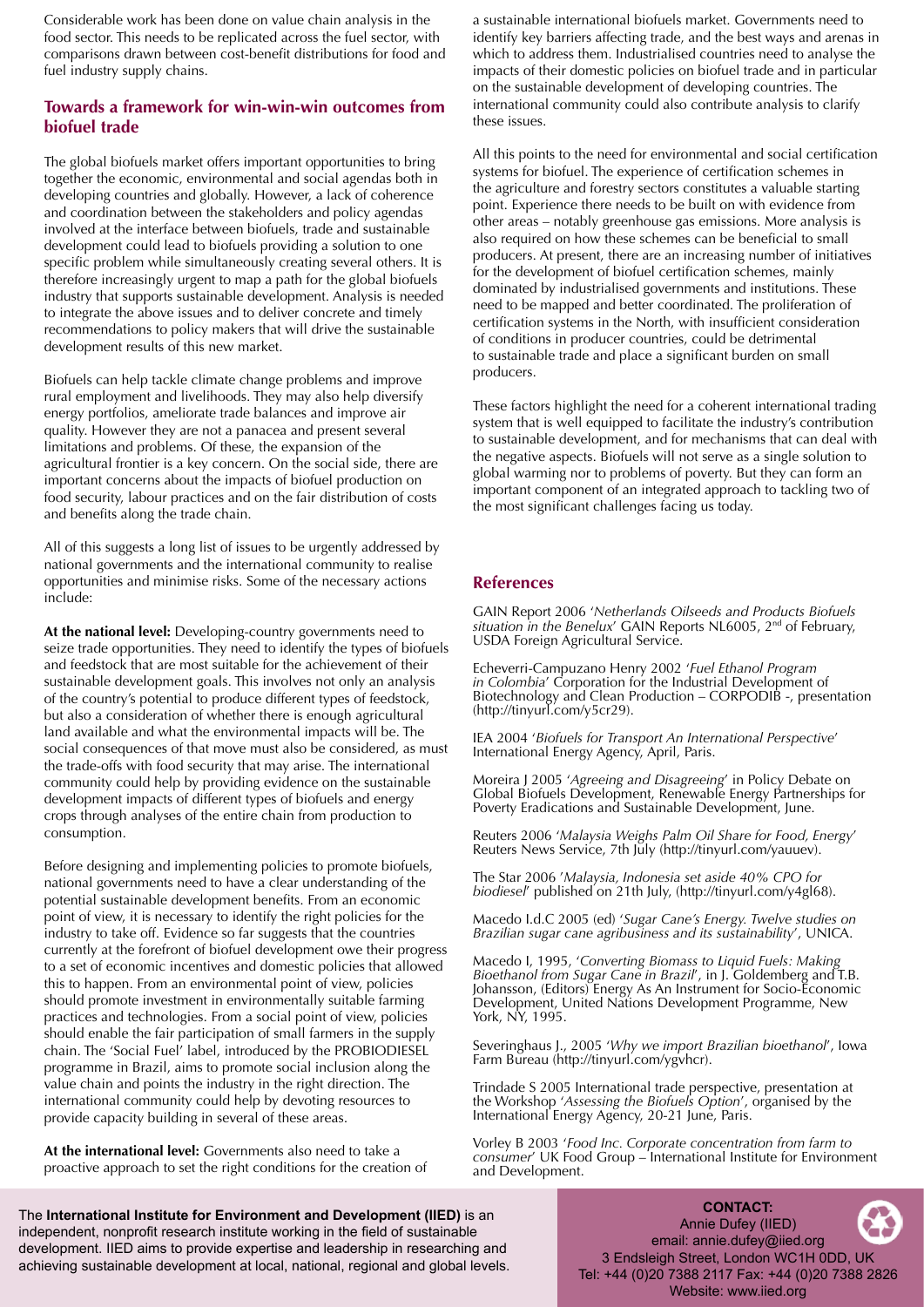Considerable work has been done on value chain analysis in the food sector. This needs to be replicated across the fuel sector, with comparisons drawn between cost-benefit distributions for food and fuel industry supply chains.

## Towards a framework for win-win-win outcomes from biofuel trade

The global biofuels market offers important opportunities to bring together the economic, environmental and social agendas both in developing countries and globally. However, a lack of coherence and coordination between the stakeholders and policy agendas involved at the interface between biofuels, trade and sustainable development could lead to biofuels providing a solution to one specific problem while simultaneously creating several others. It is therefore increasingly urgent to map a path for the global biofuels industry that supports sustainable development. Analysis is needed to integrate the above issues and to deliver concrete and timely recommendations to policy makers that will drive the sustainable development results of this new market.

Biofuels can help tackle climate change problems and improve rural employment and livelihoods. They may also help diversify energy portfolios, ameliorate trade balances and improve air quality. However they are not a panacea and present several limitations and problems. Of these, the expansion of the agricultural frontier is a key concern. On the social side, there are important concerns about the impacts of biofuel production on food security, labour practices and on the fair distribution of costs and benefits along the trade chain.

All of this suggests a long list of issues to be urgently addressed by national governments and the international community to realise opportunities and minimise risks. Some of the necessary actions include:

**At the national level:** Developing-country governments need to seize trade opportunities. They need to identify the types of biofuels and feedstock that are most suitable for the achievement of their sustainable development goals. This involves not only an analysis of the country's potential to produce different types of feedstock, but also a consideration of whether there is enough agricultural land available and what the environmental impacts will be. The social consequences of that move must also be considered, as must the trade-offs with food security that may arise. The international community could help by providing evidence on the sustainable development impacts of different types of biofuels and energy crops through analyses of the entire chain from production to consumption.

Before designing and implementing policies to promote biofuels, national governments need to have a clear understanding of the potential sustainable development benefits. From an economic point of view, it is necessary to identify the right policies for the industry to take off. Evidence so far suggests that the countries currently at the forefront of biofuel development owe their progress to a set of economic incentives and domestic policies that allowed this to happen. From an environmental point of view, policies should promote investment in environmentally suitable farming practices and technologies. From a social point of view, policies should enable the fair participation of small farmers in the supply chain. The 'Social Fuel' label, introduced by the PROBIODIESEL programme in Brazil, aims to promote social inclusion along the value chain and points the industry in the right direction. The international community could help by devoting resources to provide capacity building in several of these areas.

**At the international level:** Governments also need to take a proactive approach to set the right conditions for the creation of a sustainable international biofuels market. Governments need to identify key barriers affecting trade, and the best ways and arenas in which to address them. Industrialised countries need to analyse the impacts of their domestic policies on biofuel trade and in particular on the sustainable development of developing countries. The international community could also contribute analysis to clarify these issues.

All this points to the need for environmental and social certification systems for biofuel. The experience of certification schemes in the agriculture and forestry sectors constitutes a valuable starting point. Experience there needs to be built on with evidence from other areas – notably greenhouse gas emissions. More analysis is also required on how these schemes can be beneficial to small producers. At present, there are an increasing number of initiatives for the development of biofuel certification schemes, mainly dominated by industrialised governments and institutions. These need to be mapped and better coordinated. The proliferation of certification systems in the North, with insufficient consideration of conditions in producer countries, could be detrimental to sustainable trade and place a significant burden on small producers.

These factors highlight the need for a coherent international trading system that is well equipped to facilitate the industry's contribution to sustainable development, and for mechanisms that can deal with the negative aspects. Biofuels will not serve as a single solution to global warming nor to problems of poverty. But they can form an important component of an integrated approach to tackling two of the most significant challenges facing us today.

## References

GAIN Report 2006 '*Netherlands Oilseeds and Products Biofuels situation in the Benelux*' GAIN Reports NL6005, 2nd of February, USDA Foreign Agricultural Service.

Echeverri-Campuzano Henry 2002 '*Fuel Ethanol Program in Colombia*' Corporation for the Industrial Development of Biotechnology and Clean Production – CORPODIB -, presentation (http://tinyurl.com/y5cr29).

IEA 2004 '*Biofuels for Transport An International Perspective*' International Energy Agency, April, Paris.

Moreira J 2005 '*Agreeing and Disagreeing*' in Policy Debate on Global Biofuels Development, Renewable Energy Partnerships for Poverty Eradications and Sustainable Development, June.

Reuters 2006 '*Malaysia Weighs Palm Oil Share for Food, Energy*' Reuters News Service, 7th July (http://tinyurl.com/yauuev).

The Star 2006 '*Malaysia, Indonesia set aside 40% CPO for biodiesel*' published on 21th July, (http://tinyurl.com/y4gl68).

Macedo I.d.C 2005 (ed) '*Sugar Cane's Energy. Twelve studies on Brazilian sugar cane agribusiness and its sustainability*', UNICA.

Macedo I, 1995, '*Converting Biomass to Liquid Fuels: Making Bioethanol from Sugar Cane in Brazil*', in J. Goldemberg and T.B. Johansson, (Editors) Energy As An Instrument for Socio-Economic Development, United Nations Development Programme, New York, NY, 1995.

Severinghaus J., 2005 '*Why we import Brazilian bioethanol*', Iowa Farm Bureau (http://tinyurl.com/ygvhcr).

Trindade S 2005 International trade perspective, presentation at the Workshop '*Assessing the Biofuels Option*', organised by the International Energy Agency, 20-21 June, Paris.

Vorley B 2003 '*Food Inc. Corporate concentration from farm to consumer*' UK Food Group – International Institute for Environment and Development.

The **International Institute for Environment and Development (IIED)** is an independent, nonprofit research institute working in the field of sustainable development. IIED aims to provide expertise and leadership in researching and achieving sustainable development at local, national, regional and global levels.

**CONTACT:**
Annie Dufey (IIED)
email: annie.dufey@iied.org
3 Endsleigh Street, London WC1H 0DD, UK
Tel: +44 (0)20 7388 2117 Fax: +44 (0)20 7388 2826
Website: www.iied.org